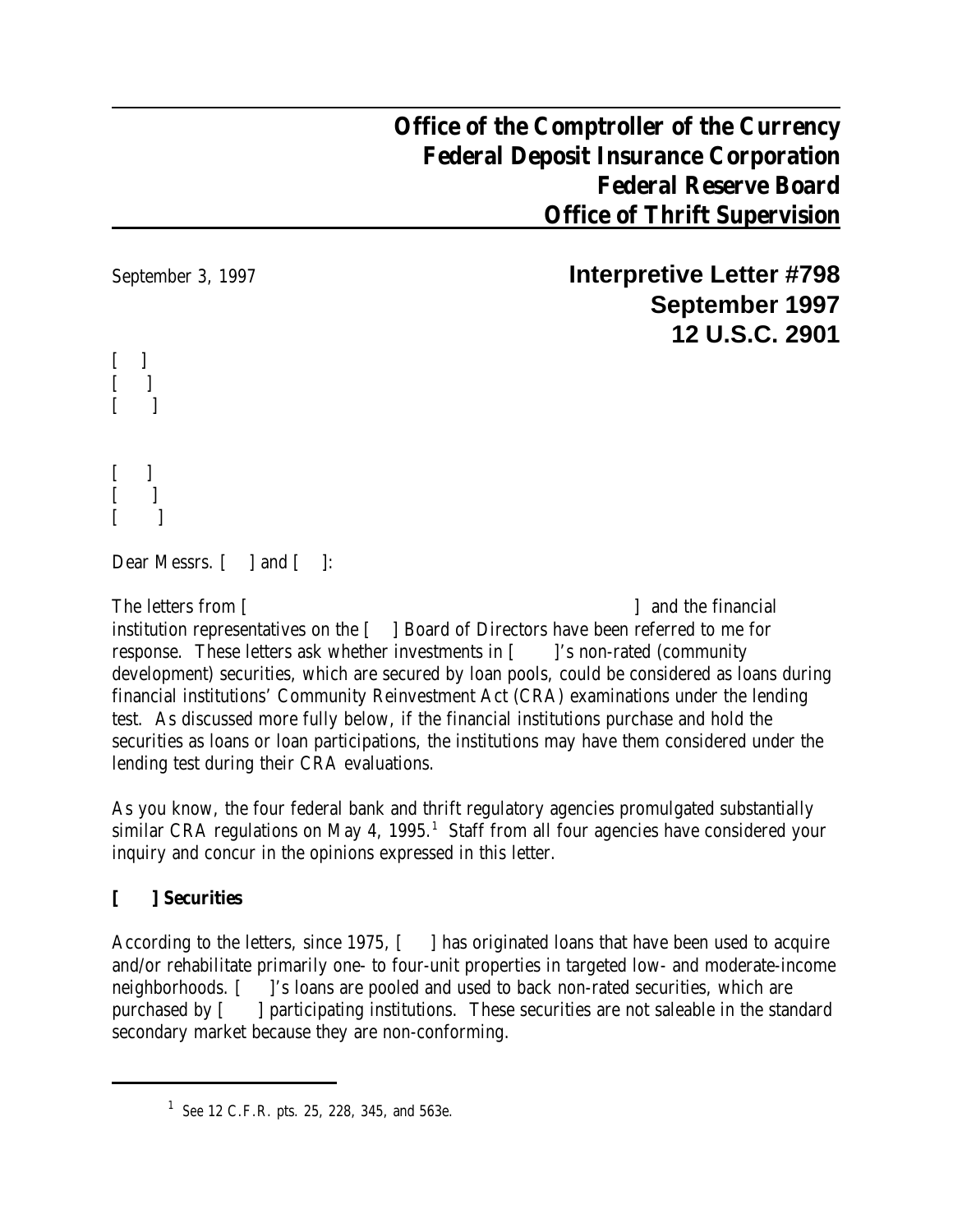**Office of the Comptroller of the Currency**
**Federal Deposit Insurance Corporation**
**Federal Reserve Board**
**Office of Thrift Supervision**

September 3, 1997

**Interpretive Letter #798**
**September 1997**
**12 U.S.C. 2901**

[ ]
[ ]
[ ]

[ ]
[ ]
[ ]

Dear Messrs. [ ] and [ ]:

The letters from [ ] and the financial institution representatives on the [ ] Board of Directors have been referred to me for response. These letters ask whether investments in [ ]'s non-rated (community development) securities, which are secured by loan pools, could be considered as loans during financial institutions' Community Reinvestment Act (CRA) examinations under the lending test. As discussed more fully below, if the financial institutions purchase and hold the securities as loans or loan participations, the institutions may have them considered under the lending test during their CRA evaluations.

As you know, the four federal bank and thrift regulatory agencies promulgated substantially similar CRA regulations on May 4, 1995.[1] Staff from all four agencies have considered your inquiry and concur in the opinions expressed in this letter.

**[ ] Securities**

According to the letters, since 1975, [ ] has originated loans that have been used to acquire and/or rehabilitate primarily one- to four-unit properties in targeted low- and moderate-income neighborhoods. [ ]'s loans are pooled and used to back non-rated securities, which are purchased by [ ] participating institutions. These securities are not saleable in the standard secondary market because they are non-conforming.

---

[1] *See* 12 C.F.R. pts. 25, 228, 345, and 563e.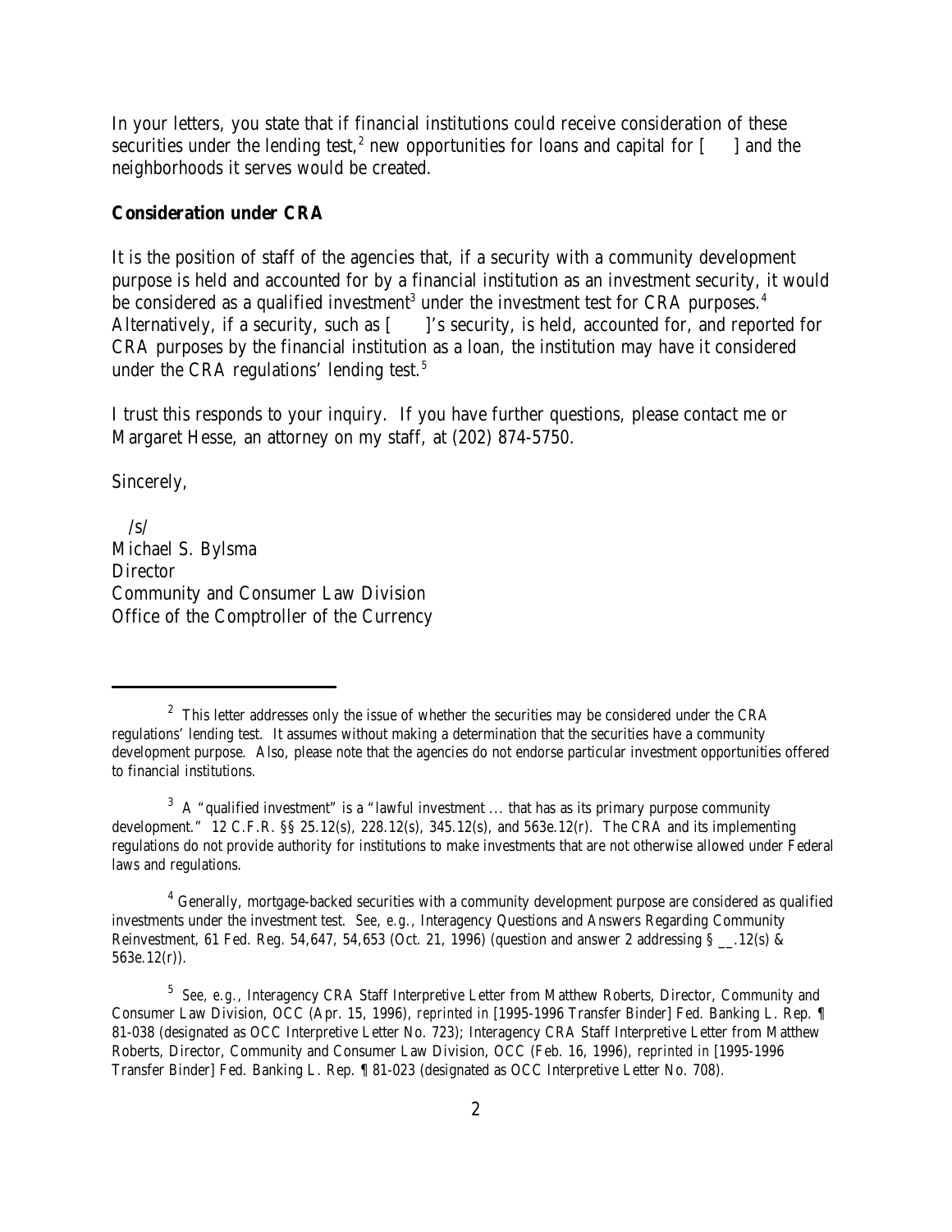In your letters, you state that if financial institutions could receive consideration of these securities under the lending test,[2] new opportunities for loans and capital for [      ] and the neighborhoods it serves would be created.

**Consideration under CRA**

It is the position of staff of the agencies that, if a security with a community development purpose is held and accounted for by a financial institution as an investment security, it would be considered as a qualified investment[3] under the investment test for CRA purposes.[4] Alternatively, if a security, such as [      ]'s security, is held, accounted for, and reported for CRA purposes by the financial institution as a loan, the institution may have it considered under the CRA regulations' lending test.[5]

I trust this responds to your inquiry. If you have further questions, please contact me or Margaret Hesse, an attorney on my staff, at (202) 874-5750.

Sincerely,

/s/  
Michael S. Bylsma  
Director  
Community and Consumer Law Division  
Office of the Comptroller of the Currency

---

[2] This letter addresses only the issue of whether the securities may be considered under the CRA regulations' lending test. It assumes without making a determination that the securities have a community development purpose. Also, please note that the agencies do not endorse particular investment opportunities offered to financial institutions.

[3] A "qualified investment" is a "lawful investment ... that has as its primary purpose community development." 12 C.F.R. §§ 25.12(s), 228.12(s), 345.12(s), and 563e.12(r). The CRA and its implementing regulations do not provide authority for institutions to make investments that are not otherwise allowed under Federal laws and regulations.

[4] Generally, mortgage-backed securities with a community development purpose are considered as qualified investments under the investment test. *See, e.g.,* Interagency Questions and Answers Regarding Community Reinvestment, 61 Fed. Reg. 54,647, 54,653 (Oct. 21, 1996) (question and answer 2 addressing § __.12(s) & 563e.12(r)).

[5] *See, e.g.,* Interagency CRA Staff Interpretive Letter from Matthew Roberts, Director, Community and Consumer Law Division, OCC (Apr. 15, 1996), *reprinted in* [1995-1996 Transfer Binder] Fed. Banking L. Rep. ¶ 81-038 (designated as OCC Interpretive Letter No. 723); Interagency CRA Staff Interpretive Letter from Matthew Roberts, Director, Community and Consumer Law Division, OCC (Feb. 16, 1996), *reprinted in* [1995-1996 Transfer Binder] Fed. Banking L. Rep. ¶ 81-023 (designated as OCC Interpretive Letter No. 708).